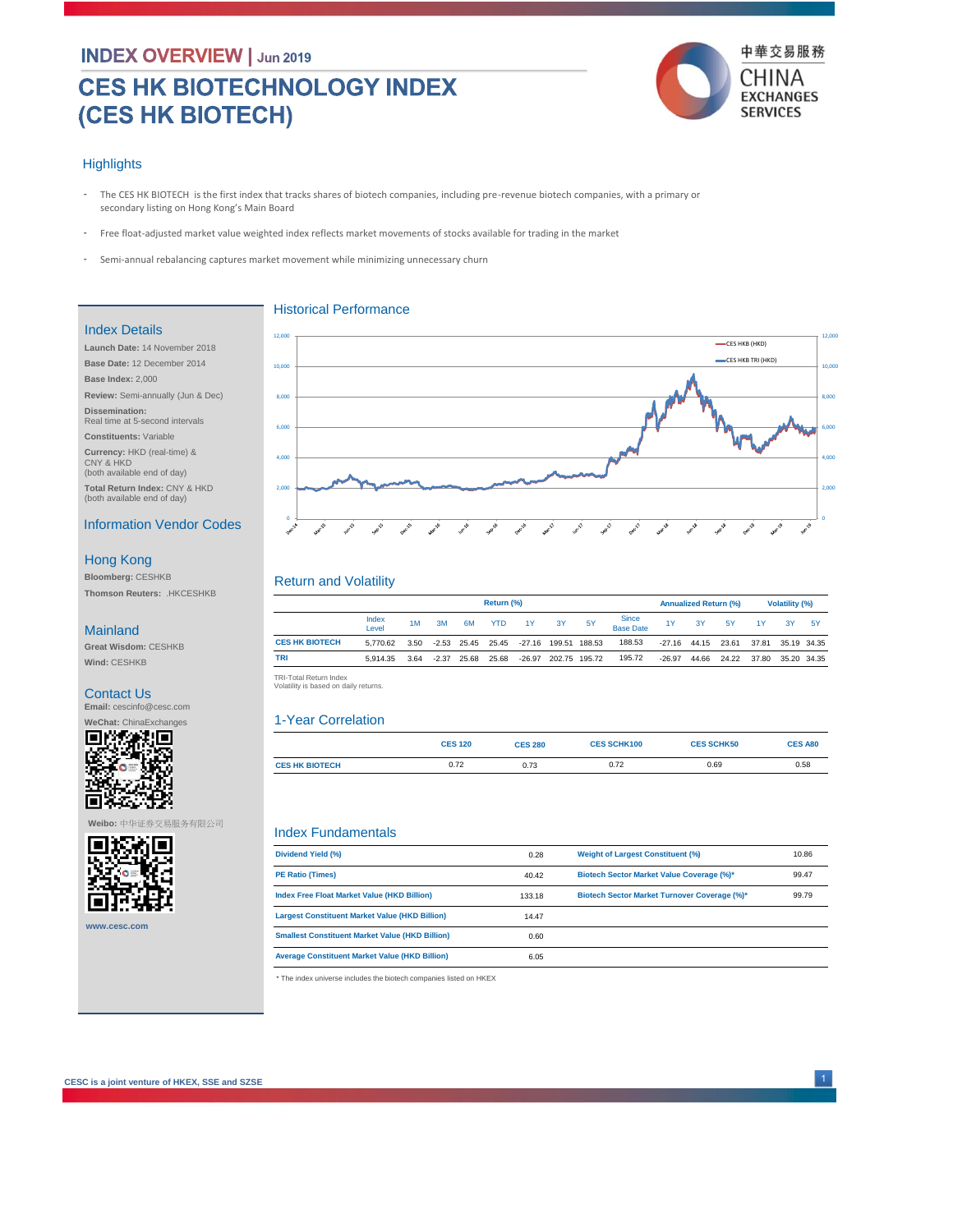# INDEX OVERVIEW | Jun 2019

# CES HK BIOTECHNOLOGY INDEX (CES HK BIOTECH)

## Highlights

- The CES HK BIOTECH is the first index that tracks shares of biotech companies, including pre-revenue biotech companies, with a primary or secondary listing on Hong Kong's Main Board
- Free float-adjusted market value weighted index reflects market movements of stocks available for trading in the market
- Semi-annual rebalancing captures market movement while minimizing unnecessary churn

## Index Details

**Launch Date:** 14 November 2018

**Base Date:** 12 December 2014

**Base Index:** 2,000

**Review:** Semi-annually (Jun & Dec)

**Dissemination:** Real time at 5-second intervals

**Constituents:** Variable

**Currency:** HKD (real-time) & CNY & HKD (both available end of day)

**Total Return Index:** CNY & HKD (both available end of day)

## Information Vendor Codes

### Hong Kong

**Bloomberg:** CESHKB

**Thomson Reuters:** .HKCESHKB

### Mainland

**Great Wisdom:** CESHKB

**Wind:** CESHKB

## Contact Us

**Email:** cescinfo@cesc.com

**WeChat:** ChinaExchanges

**Weibo:** 中华证券交易服务有限公司

www.cesc.com

## Historical Performance

(Chart: CES HKB (HKD) and CES HKB TRI (HKD), Dec-14 to Jun-19, scale 0–12,000)

## Return and Volatility

| | Return (%) | | | | | | | | | Annualized Return (%) | | | Volatility (%) | | |
|---|---|---|---|---|---|---|---|---|---|---|---|---|---|---|---|
| | Index Level | 1M | 3M | 6M | YTD | 1Y | 3Y | 5Y | Since Base Date | 1Y | 3Y | 5Y | 1Y | 3Y | 5Y |
| CES HK BIOTECH | 5,770.62 | 3.50 | -2.53 | 25.45 | 25.45 | -27.16 | 199.51 | 188.53 | 188.53 | -27.16 | 44.15 | 23.61 | 37.81 | 35.19 | 34.35 |
| TRI | 5,914.35 | 3.64 | -2.37 | 25.68 | 25.68 | -26.97 | 202.75 | 195.72 | 195.72 | -26.97 | 44.66 | 24.22 | 37.80 | 35.20 | 34.35 |

TRI-Total Return Index
Volatility is based on daily returns.

## 1-Year Correlation

| | CES 120 | CES 280 | CES SCHK100 | CES SCHK50 | CES A80 |
|---|---|---|---|---|---|
| CES HK BIOTECH | 0.72 | 0.73 | 0.72 | 0.69 | 0.58 |

## Index Fundamentals

| | | | |
|---|---|---|---|
| Dividend Yield (%) | 0.28 | Weight of Largest Constituent (%) | 10.86 |
| PE Ratio (Times) | 40.42 | Biotech Sector Market Value Coverage (%)* | 99.47 |
| Index Free Float Market Value (HKD Billion) | 133.18 | Biotech Sector Market Turnover Coverage (%)* | 99.79 |
| Largest Constituent Market Value (HKD Billion) | 14.47 | | |
| Smallest Constituent Market Value (HKD Billion) | 0.60 | | |
| Average Constituent Market Value (HKD Billion) | 6.05 | | |

\* The index universe includes the biotech companies listed on HKEX

CESC is a joint venture of HKEX, SSE and SZSE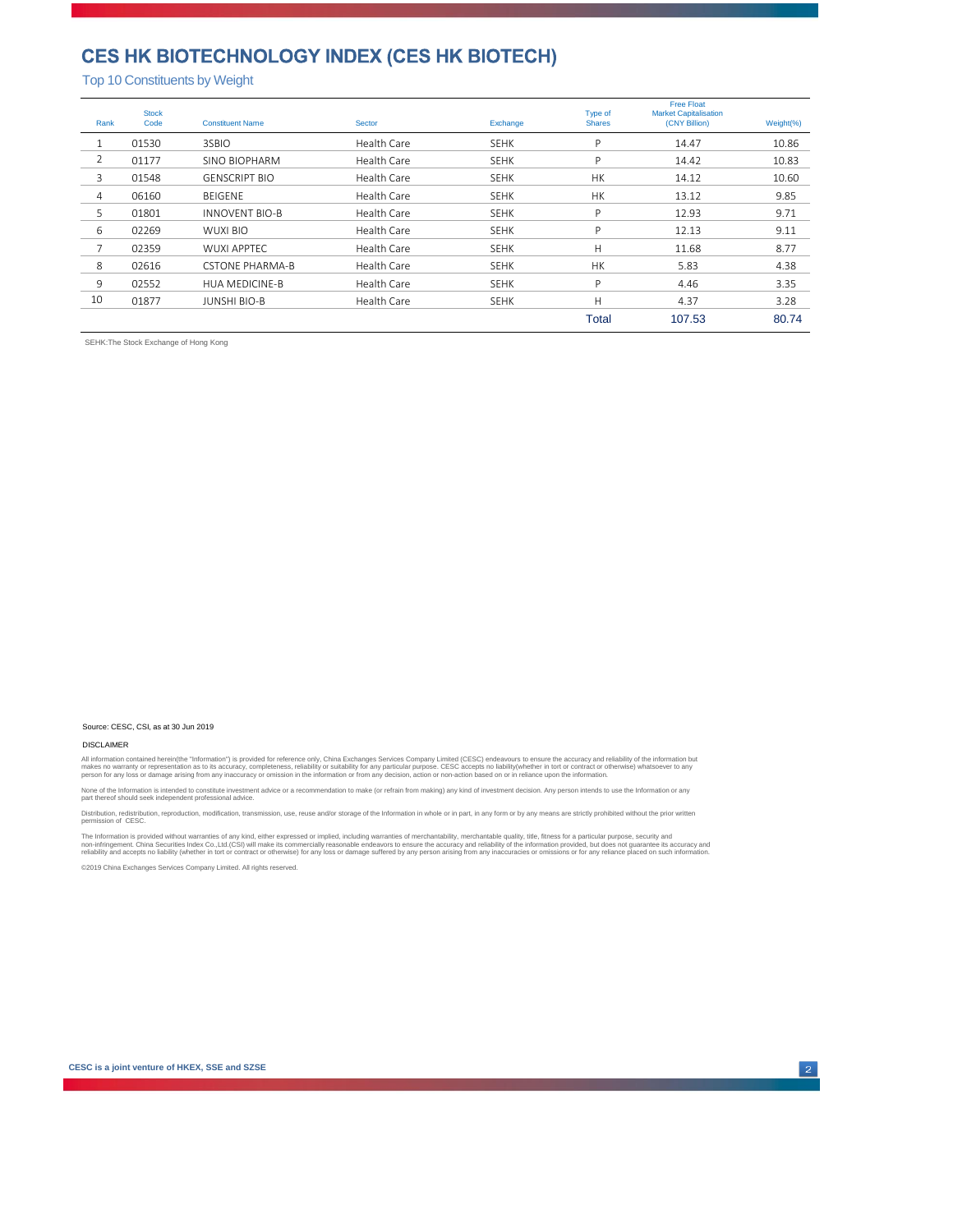# CES HK BIOTECHNOLOGY INDEX (CES HK BIOTECH)

## Top 10 Constituents by Weight

| Rank | Stock Code | Constituent Name | Sector | Exchange | Type of Shares | Free Float Market Capitalisation (CNY Billion) | Weight(%) |
|---|---|---|---|---|---|---|---|
| 1 | 01530 | 3SBIO | Health Care | SEHK | P | 14.47 | 10.86 |
| 2 | 01177 | SINO BIOPHARM | Health Care | SEHK | P | 14.42 | 10.83 |
| 3 | 01548 | GENSCRIPT BIO | Health Care | SEHK | HK | 14.12 | 10.60 |
| 4 | 06160 | BEIGENE | Health Care | SEHK | HK | 13.12 | 9.85 |
| 5 | 01801 | INNOVENT BIO-B | Health Care | SEHK | P | 12.93 | 9.71 |
| 6 | 02269 | WUXI BIO | Health Care | SEHK | P | 12.13 | 9.11 |
| 7 | 02359 | WUXI APPTEC | Health Care | SEHK | H | 11.68 | 8.77 |
| 8 | 02616 | CSTONE PHARMA-B | Health Care | SEHK | HK | 5.83 | 4.38 |
| 9 | 02552 | HUA MEDICINE-B | Health Care | SEHK | P | 4.46 | 3.35 |
| 10 | 01877 | JUNSHI BIO-B | Health Care | SEHK | H | 4.37 | 3.28 |
| | | | | | Total | 107.53 | 80.74 |

SEHK:The Stock Exchange of Hong Kong

Source: CESC, CSI, as at 30 Jun 2019

DISCLAIMER

All information contained herein(the "Information") is provided for reference only. China Exchanges Services Company Limited (CESC) endeavours to ensure the accuracy and reliability of the information but makes no warranty or representation as to its accuracy, completeness, reliability or suitability for any particular purpose. CESC accepts no liability(whether in tort or contract or otherwise) whatsoever to any person for any loss or damage arising from any inaccuracy or omission in the information or from any decision, action or non-action based on or in reliance upon the information.

None of the Information is intended to constitute investment advice or a recommendation to make (or refrain from making) any kind of investment decision. Any person intends to use the Information or any part thereof should seek independent professional advice.

Distribution, redistribution, reproduction, modification, transmission, use, reuse and/or storage of the Information in whole or in part, in any form or by any means are strictly prohibited without the prior written permission of CESC.

The Information is provided without warranties of any kind, either expressed or implied, including warranties of merchantability, merchantable quality, title, fitness for a particular purpose, security and non-infringement. China Securities Index Co.,Ltd.(CSI) will make its commercially reasonable endeavors to ensure the accuracy and reliability of the information provided, but does not guarantee its accuracy and reliability and accepts no liability (whether in tort or contract or otherwise) for any loss or damage suffered by any person arising from any inaccuracies or omissions or for any reliance placed on such information.

©2019 China Exchanges Services Company Limited. All rights reserved.

**CESC is a joint venture of HKEX, SSE and SZSE**